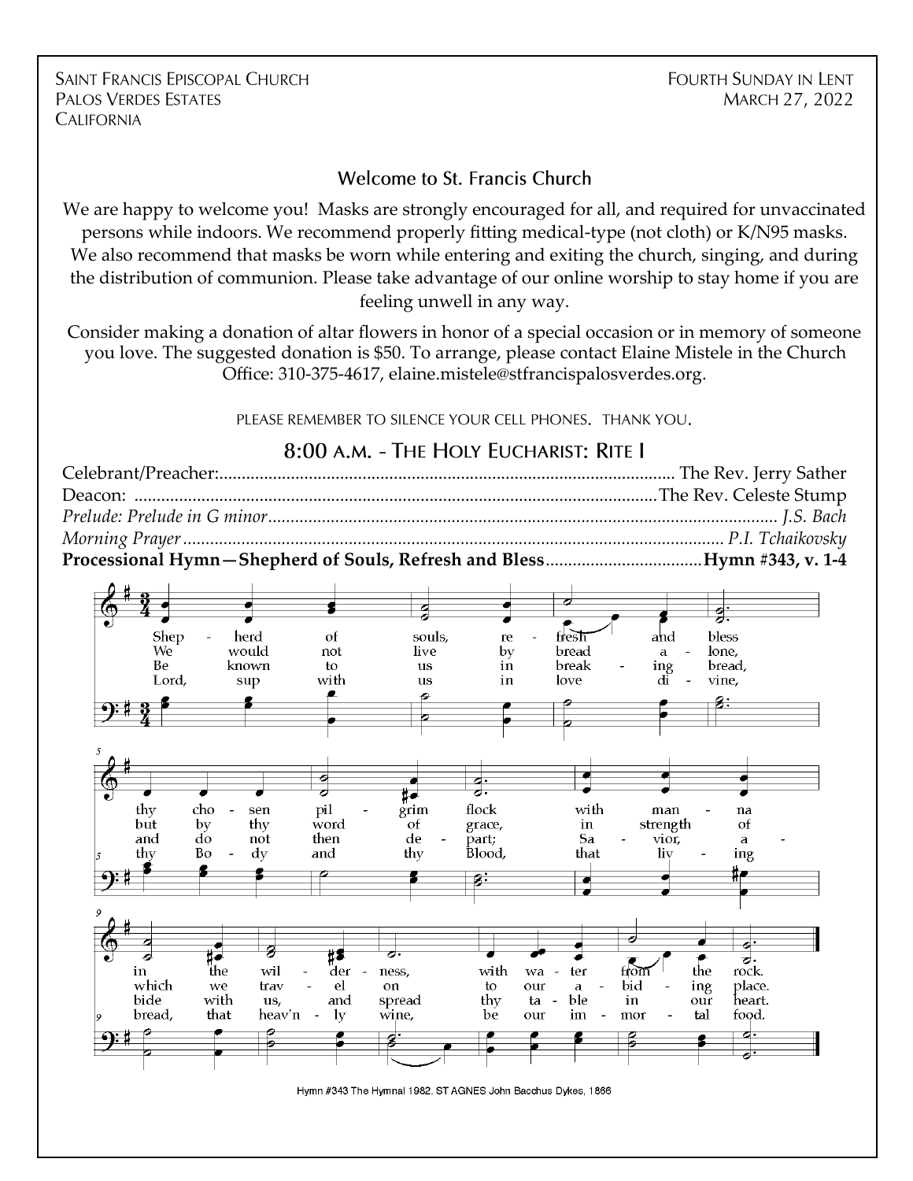SAINT FRANCIS EPISCOPAL CHURCH
PALOS VERDES ESTATES
CALIFORNIA

FOURTH SUNDAY IN LENT
MARCH 27, 2022

## Welcome to St. Francis Church

We are happy to welcome you! Masks are strongly encouraged for all, and required for unvaccinated persons while indoors. We recommend properly fitting medical-type (not cloth) or K/N95 masks. We also recommend that masks be worn while entering and exiting the church, singing, and during the distribution of communion. Please take advantage of our online worship to stay home if you are feeling unwell in any way.

Consider making a donation of altar flowers in honor of a special occasion or in memory of someone you love. The suggested donation is $50. To arrange, please contact Elaine Mistele in the Church Office: 310-375-4617, elaine.mistele@stfrancispalosverdes.org.

PLEASE REMEMBER TO SILENCE YOUR CELL PHONES. THANK YOU.

## 8:00 A.M. - THE HOLY EUCHARIST: RITE I

Celebrant/Preacher:............................................................ The Rev. Jerry Sather
Deacon: ............................................................ The Rev. Celeste Stump
*Prelude: Prelude in G minor............................................................ J.S. Bach*
*Morning Prayer............................................................ P.I. Tchaikovsky*
**Processional Hymn—Shepherd of Souls, Refresh and Bless............................Hymn #343, v. 1-4**

1. Shepherd of souls, refresh and bless thy chosen pilgrim flock with manna in the wilderness, with water from the rock.
2. We would not live by bread alone, but by thy word of grace, in strength of which we travel on to our abiding place.
3. Be known to us in breaking bread, and do not then depart; Savior, abide with us, and spread thy table in our heart.
4. Lord, sup with us in love divine, thy Body and thy Blood, that living bread, that heav'nly wine, be our immortal food.

Hymn #343 The Hymnal 1982. ST AGNES John Bacchus Dykes, 1866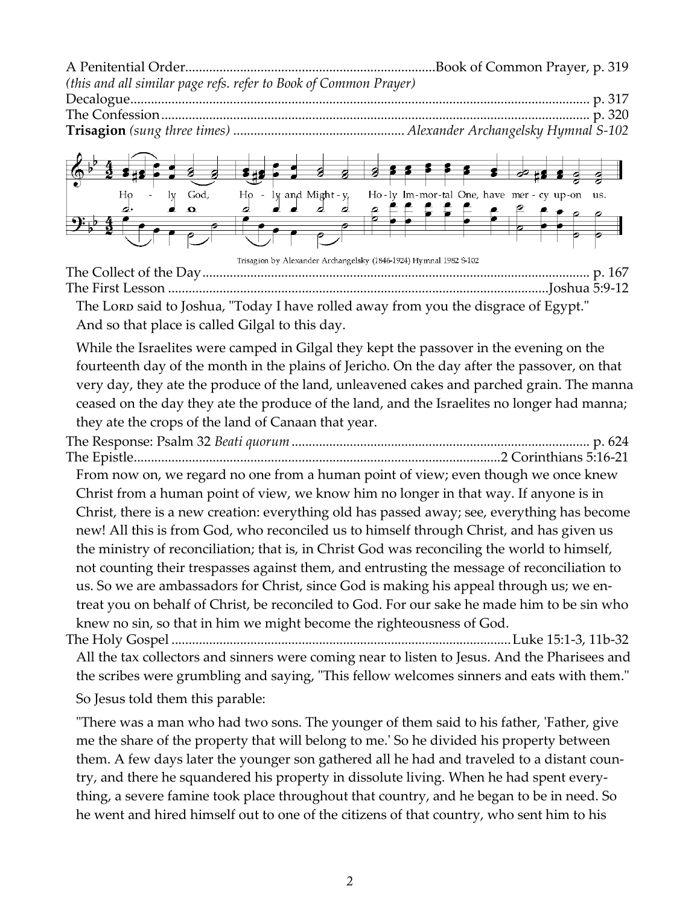A Penitential Order........................................................................Book of Common Prayer, p. 319
*(this and all similar page refs. refer to Book of Common Prayer)*
Decalogue.................................................................................................................... p. 317
The Confession.......................................................................................................... p. 320
**Trisagion** *(sung three times)* .................................................. *Alexander Archangelsky Hymnal S-102*

Ho - ly God, Ho - ly and Might - y, Ho - ly Im - mor - tal One, have mer - cy up - on us.

Trisagion by Alexander Archangelsky (1846-1924) Hymnal 1982 S-102

The Collect of the Day............................................................................................... p. 167
The First Lesson ..............................................................................................Joshua 5:9-12

The Lord said to Joshua, "Today I have rolled away from you the disgrace of Egypt." And so that place is called Gilgal to this day.

While the Israelites were camped in Gilgal they kept the passover in the evening on the fourteenth day of the month in the plains of Jericho. On the day after the passover, on that very day, they ate the produce of the land, unleavened cakes and parched grain. The manna ceased on the day they ate the produce of the land, and the Israelites no longer had manna; they ate the crops of the land of Canaan that year.

The Response: Psalm 32 *Beati quorum* ...................................................................................... p. 624
The Epistle.........................................................................................................2 Corinthians 5:16-21

From now on, we regard no one from a human point of view; even though we once knew Christ from a human point of view, we know him no longer in that way. If anyone is in Christ, there is a new creation: everything old has passed away; see, everything has become new! All this is from God, who reconciled us to himself through Christ, and has given us the ministry of reconciliation; that is, in Christ God was reconciling the world to himself, not counting their trespasses against them, and entrusting the message of reconciliation to us. So we are ambassadors for Christ, since God is making his appeal through us; we entreat you on behalf of Christ, be reconciled to God. For our sake he made him to be sin who knew no sin, so that in him we might become the righteousness of God.

The Holy Gospel ..................................................................................................Luke 15:1-3, 11b-32

All the tax collectors and sinners were coming near to listen to Jesus. And the Pharisees and the scribes were grumbling and saying, "This fellow welcomes sinners and eats with them."

So Jesus told them this parable:

"There was a man who had two sons. The younger of them said to his father, 'Father, give me the share of the property that will belong to me.' So he divided his property between them. A few days later the younger son gathered all he had and traveled to a distant country, and there he squandered his property in dissolute living. When he had spent everything, a severe famine took place throughout that country, and he began to be in need. So he went and hired himself out to one of the citizens of that country, who sent him to his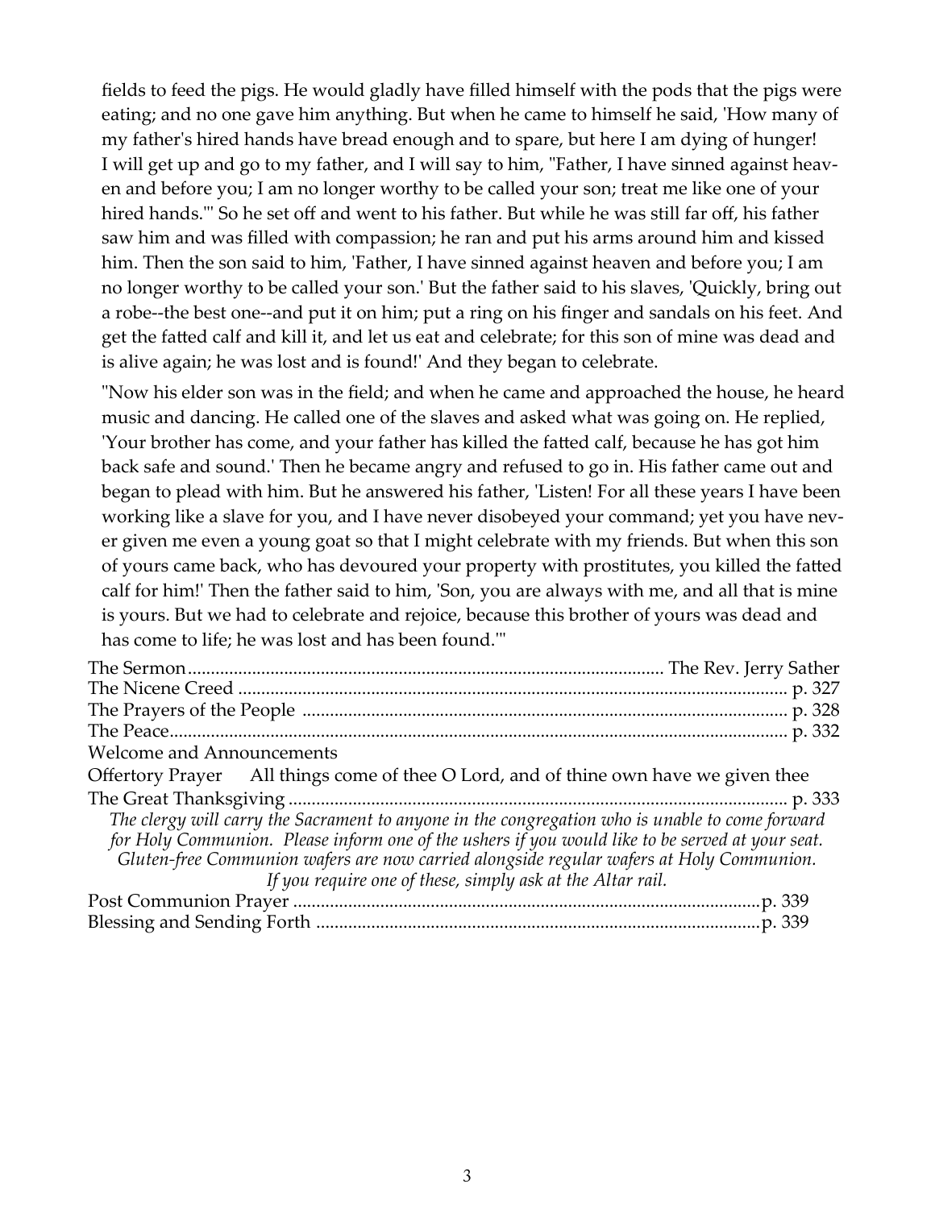fields to feed the pigs. He would gladly have filled himself with the pods that the pigs were eating; and no one gave him anything. But when he came to himself he said, 'How many of my father's hired hands have bread enough and to spare, but here I am dying of hunger! I will get up and go to my father, and I will say to him, "Father, I have sinned against heaven and before you; I am no longer worthy to be called your son; treat me like one of your hired hands."' So he set off and went to his father. But while he was still far off, his father saw him and was filled with compassion; he ran and put his arms around him and kissed him. Then the son said to him, 'Father, I have sinned against heaven and before you; I am no longer worthy to be called your son.' But the father said to his slaves, 'Quickly, bring out a robe--the best one--and put it on him; put a ring on his finger and sandals on his feet. And get the fatted calf and kill it, and let us eat and celebrate; for this son of mine was dead and is alive again; he was lost and is found!' And they began to celebrate.

"Now his elder son was in the field; and when he came and approached the house, he heard music and dancing. He called one of the slaves and asked what was going on. He replied, 'Your brother has come, and your father has killed the fatted calf, because he has got him back safe and sound.' Then he became angry and refused to go in. His father came out and began to plead with him. But he answered his father, 'Listen! For all these years I have been working like a slave for you, and I have never disobeyed your command; yet you have never given me even a young goat so that I might celebrate with my friends. But when this son of yours came back, who has devoured your property with prostitutes, you killed the fatted calf for him!' Then the father said to him, 'Son, you are always with me, and all that is mine is yours. But we had to celebrate and rejoice, because this brother of yours was dead and has come to life; he was lost and has been found.'"

The Sermon ........................................ The Rev. Jerry Sather
The Nicene Creed ........................................ p. 327
The Prayers of the People ........................................ p. 328
The Peace ........................................ p. 332
Welcome and Announcements
Offertory Prayer     All things come of thee O Lord, and of thine own have we given thee
The Great Thanksgiving ........................................ p. 333

*The clergy will carry the Sacrament to anyone in the congregation who is unable to come forward for Holy Communion. Please inform one of the ushers if you would like to be served at your seat. Gluten-free Communion wafers are now carried alongside regular wafers at Holy Communion. If you require one of these, simply ask at the Altar rail.*

Post Communion Prayer ........................................ p. 339
Blessing and Sending Forth ........................................ p. 339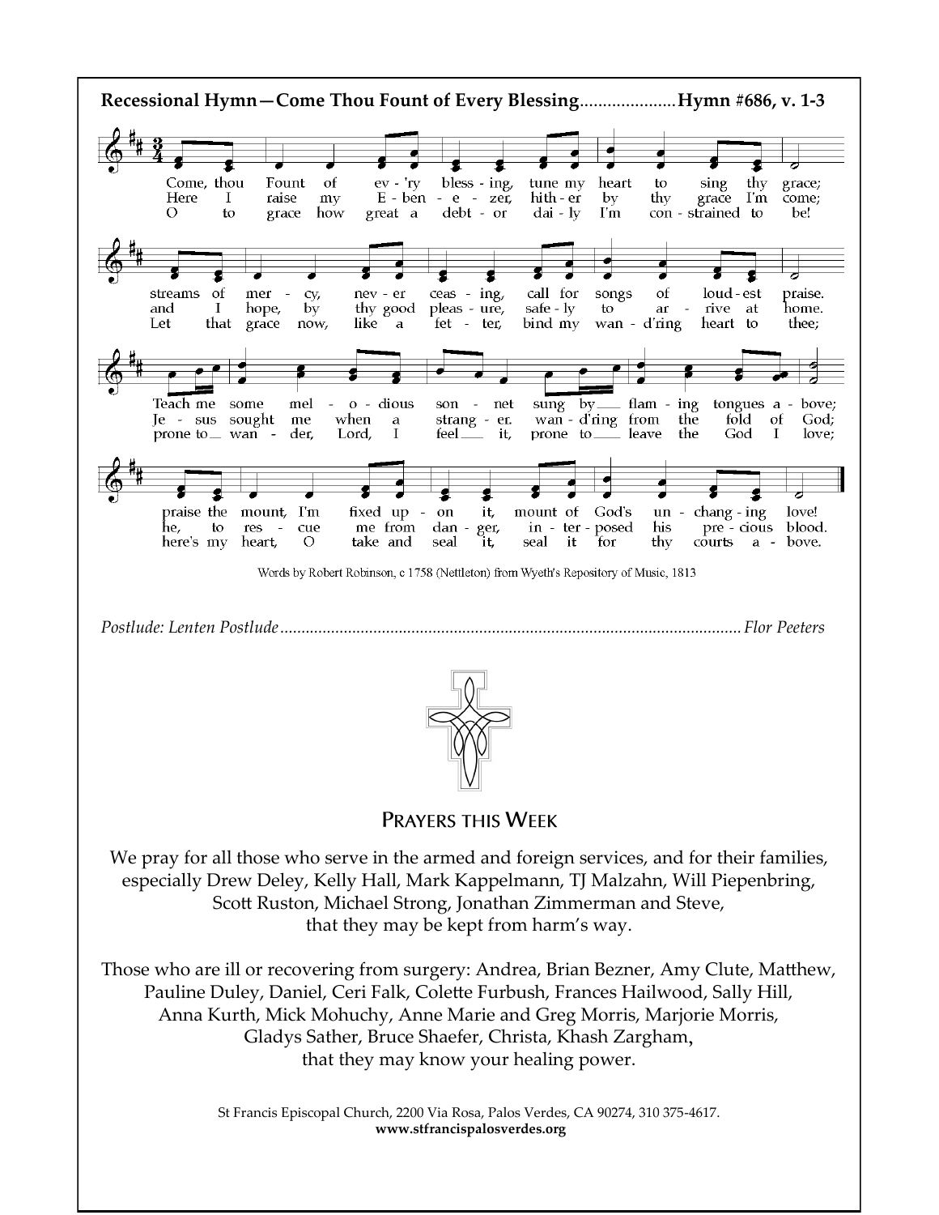**Recessional Hymn—Come Thou Fount of Every Blessing.....................Hymn #686, v. 1-3**

Come, thou Fount of ev - 'ry bless - ing, tune my heart to sing thy grace;
streams of mer - cy, nev - er ceas - ing, call for songs of loud - est praise.
Teach me some mel - o - dious son - net sung by flam - ing tongues a - bove;
praise the mount, I'm fixed up - on it, mount of God's un - chang - ing love!

Here I raise my E - ben - e - zer, hith - er by thy grace I'm come;
and I hope, by thy good pleas - ure, safe - ly to ar - rive at home.
Je - sus sought me when a strang - er. wan - d'ring from the fold of God;
he, to res - cue me from dan - ger, in - ter - posed his pre - cious blood.

O to grace how great a debt - or dai - ly I'm con - strained to be!
Let that grace now, like a fet - ter, bind my wan - d'ring heart to thee;
prone to wan - der, Lord, I feel it, prone to leave the God I love;
here's my heart, O take and seal it, seal it for thy courts a - bove.

Words by Robert Robinson, c 1758 (Nettleton) from Wyeth's Repository of Music, 1813

*Postlude: Lenten Postlude ............................................................................................................Flor Peeters*

## PRAYERS THIS WEEK

We pray for all those who serve in the armed and foreign services, and for their families, especially Drew Deley, Kelly Hall, Mark Kappelmann, TJ Malzahn, Will Piepenbring, Scott Ruston, Michael Strong, Jonathan Zimmerman and Steve, that they may be kept from harm's way.

Those who are ill or recovering from surgery: Andrea, Brian Bezner, Amy Clute, Matthew, Pauline Duley, Daniel, Ceri Falk, Colette Furbush, Frances Hailwood, Sally Hill, Anna Kurth, Mick Mohuchy, Anne Marie and Greg Morris, Marjorie Morris, Gladys Sather, Bruce Shaefer, Christa, Khash Zargham, that they may know your healing power.

St Francis Episcopal Church, 2200 Via Rosa, Palos Verdes, CA 90274, 310 375-4617.
**www.stfrancispalosverdes.org**